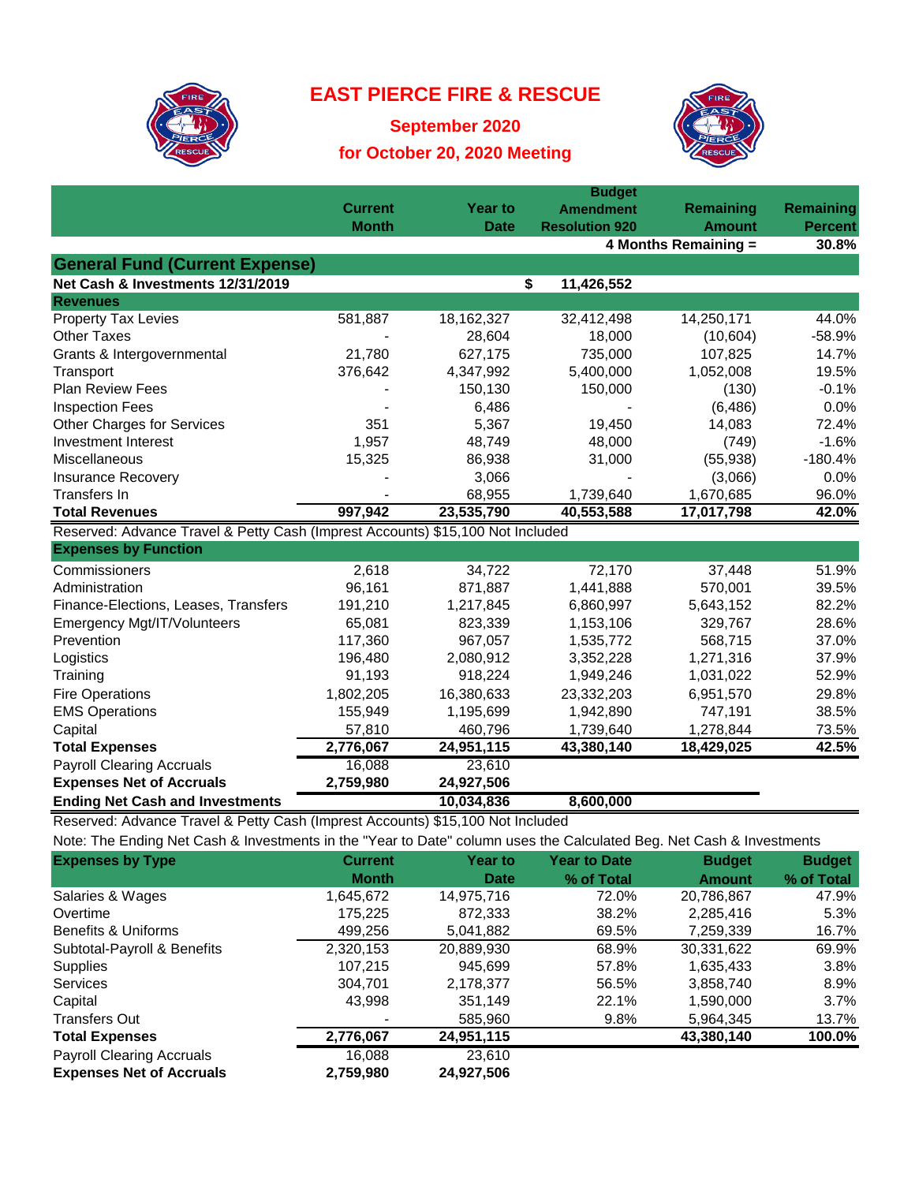# EAST PIERCE FIRE & RESCUE

## September 2020

## for October 20, 2020 Meeting

| | Current Month | Year to Date | Budget Amendment Resolution 920 | Remaining Amount | Remaining Percent |
|---|---|---|---|---|---|
| | | | | 4 Months Remaining = | 30.8% |
| **General Fund (Current Expense)** | | | | | |
| **Net Cash & Investments 12/31/2019** | | | $ 11,426,552 | | |
| **Revenues** | | | | | |
| Property Tax Levies | 581,887 | 18,162,327 | 32,412,498 | 14,250,171 | 44.0% |
| Other Taxes | - | 28,604 | 18,000 | (10,604) | -58.9% |
| Grants & Intergovernmental | 21,780 | 627,175 | 735,000 | 107,825 | 14.7% |
| Transport | 376,642 | 4,347,992 | 5,400,000 | 1,052,008 | 19.5% |
| Plan Review Fees | - | 150,130 | 150,000 | (130) | -0.1% |
| Inspection Fees | - | 6,486 | - | (6,486) | 0.0% |
| Other Charges for Services | 351 | 5,367 | 19,450 | 14,083 | 72.4% |
| Investment Interest | 1,957 | 48,749 | 48,000 | (749) | -1.6% |
| Miscellaneous | 15,325 | 86,938 | 31,000 | (55,938) | -180.4% |
| Insurance Recovery | - | 3,066 | - | (3,066) | 0.0% |
| Transfers In | - | 68,955 | 1,739,640 | 1,670,685 | 96.0% |
| **Total Revenues** | **997,942** | **23,535,790** | **40,553,588** | **17,017,798** | **42.0%** |
| Reserved: Advance Travel & Petty Cash (Imprest Accounts) $15,100 Not Included | | | | | |
| **Expenses by Function** | | | | | |
| Commissioners | 2,618 | 34,722 | 72,170 | 37,448 | 51.9% |
| Administration | 96,161 | 871,887 | 1,441,888 | 570,001 | 39.5% |
| Finance-Elections, Leases, Transfers | 191,210 | 1,217,845 | 6,860,997 | 5,643,152 | 82.2% |
| Emergency Mgt/IT/Volunteers | 65,081 | 823,339 | 1,153,106 | 329,767 | 28.6% |
| Prevention | 117,360 | 967,057 | 1,535,772 | 568,715 | 37.0% |
| Logistics | 196,480 | 2,080,912 | 3,352,228 | 1,271,316 | 37.9% |
| Training | 91,193 | 918,224 | 1,949,246 | 1,031,022 | 52.9% |
| Fire Operations | 1,802,205 | 16,380,633 | 23,332,203 | 6,951,570 | 29.8% |
| EMS Operations | 155,949 | 1,195,699 | 1,942,890 | 747,191 | 38.5% |
| Capital | 57,810 | 460,796 | 1,739,640 | 1,278,844 | 73.5% |
| **Total Expenses** | **2,776,067** | **24,951,115** | **43,380,140** | **18,429,025** | **42.5%** |
| Payroll Clearing Accruals | 16,088 | 23,610 | | | |
| **Expenses Net of Accruals** | **2,759,980** | **24,927,506** | | | |
| **Ending Net Cash and Investments** | | **10,034,836** | **8,600,000** | | |

Reserved: Advance Travel & Petty Cash (Imprest Accounts) $15,100 Not Included

Note: The Ending Net Cash & Investments in the "Year to Date" column uses the Calculated Beg. Net Cash & Investments

| Expenses by Type | Current Month | Year to Date | Year to Date % of Total | Budget Amount | Budget % of Total |
|---|---|---|---|---|---|
| Salaries & Wages | 1,645,672 | 14,975,716 | 72.0% | 20,786,867 | 47.9% |
| Overtime | 175,225 | 872,333 | 38.2% | 2,285,416 | 5.3% |
| Benefits & Uniforms | 499,256 | 5,041,882 | 69.5% | 7,259,339 | 16.7% |
| Subtotal-Payroll & Benefits | 2,320,153 | 20,889,930 | 68.9% | 30,331,622 | 69.9% |
| Supplies | 107,215 | 945,699 | 57.8% | 1,635,433 | 3.8% |
| Services | 304,701 | 2,178,377 | 56.5% | 3,858,740 | 8.9% |
| Capital | 43,998 | 351,149 | 22.1% | 1,590,000 | 3.7% |
| Transfers Out | - | 585,960 | 9.8% | 5,964,345 | 13.7% |
| **Total Expenses** | **2,776,067** | **24,951,115** | | **43,380,140** | **100.0%** |
| Payroll Clearing Accruals | 16,088 | 23,610 | | | |
| **Expenses Net of Accruals** | **2,759,980** | **24,927,506** | | | |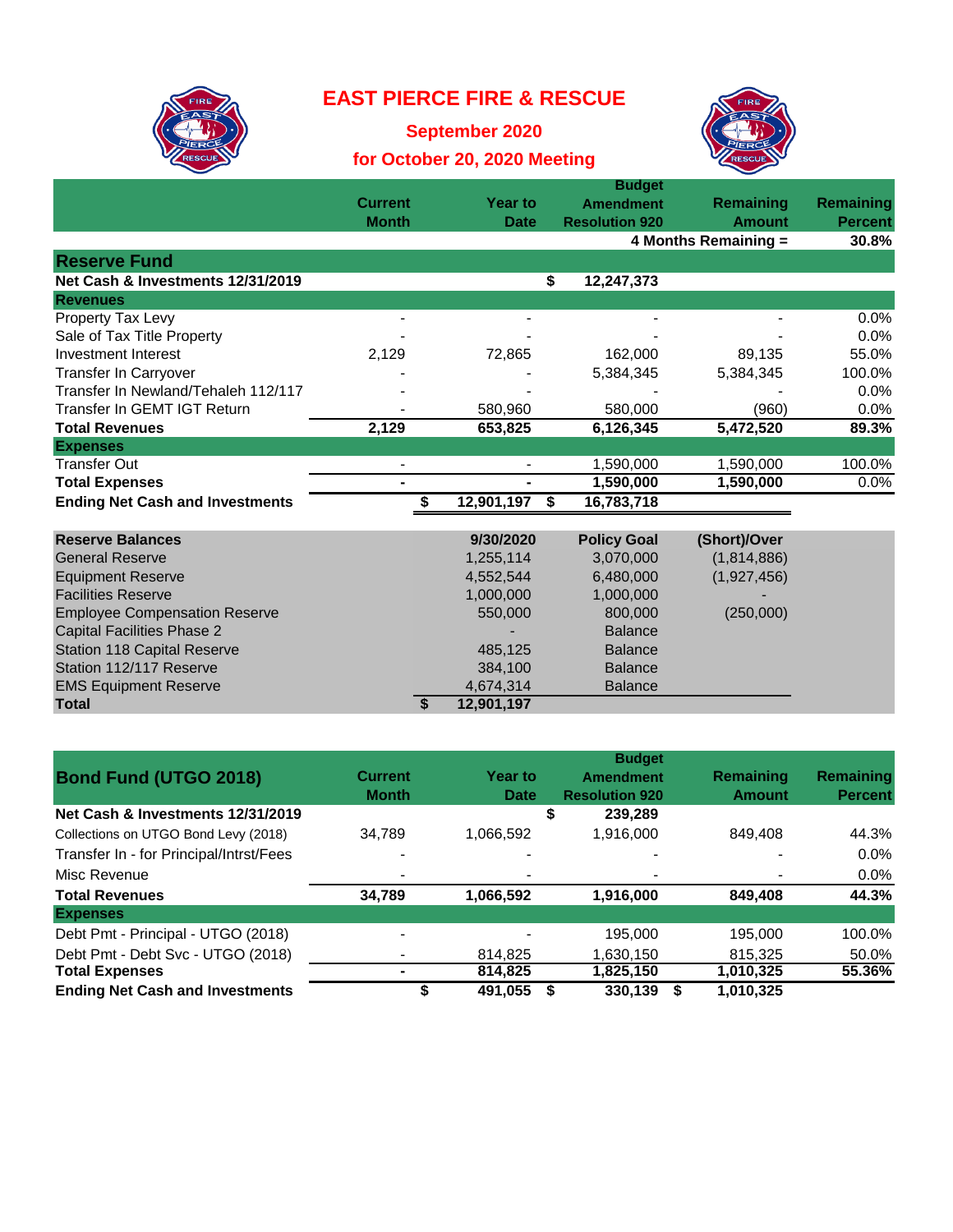# EAST PIERCE FIRE & RESCUE

## September 2020

## for October 20, 2020 Meeting

| | Current Month | Year to Date | Budget Amendment Resolution 920 | Remaining Amount | Remaining Percent |
|---|---|---|---|---|---|
| | | | | 4 Months Remaining = | 30.8% |
| **Reserve Fund** | | | | | |
| **Net Cash & Investments 12/31/2019** | | | $ 12,247,373 | | |
| **Revenues** | | | | | |
| Property Tax Levy | - | - | - | - | 0.0% |
| Sale of Tax Title Property | - | - | - | - | 0.0% |
| Investment Interest | 2,129 | 72,865 | 162,000 | 89,135 | 55.0% |
| Transfer In Carryover | - | - | 5,384,345 | 5,384,345 | 100.0% |
| Transfer In Newland/Tehaleh 112/117 | - | - | - | - | 0.0% |
| Transfer In GEMT IGT Return | - | 580,960 | 580,000 | (960) | 0.0% |
| **Total Revenues** | **2,129** | **653,825** | **6,126,345** | **5,472,520** | **89.3%** |
| **Expenses** | | | | | |
| Transfer Out | - | - | 1,590,000 | 1,590,000 | 100.0% |
| **Total Expenses** | **-** | **-** | **1,590,000** | **1,590,000** | 0.0% |
| **Ending Net Cash and Investments** | | **$ 12,901,197** | **$ 16,783,718** | | |

| Reserve Balances | 9/30/2020 | Policy Goal | (Short)/Over |
|---|---|---|---|
| General Reserve | 1,255,114 | 3,070,000 | (1,814,886) |
| Equipment Reserve | 4,552,544 | 6,480,000 | (1,927,456) |
| Facilities Reserve | 1,000,000 | 1,000,000 | - |
| Employee Compensation Reserve | 550,000 | 800,000 | (250,000) |
| Capital Facilities Phase 2 | - | Balance | |
| Station 118 Capital Reserve | 485,125 | Balance | |
| Station 112/117 Reserve | 384,100 | Balance | |
| EMS Equipment Reserve | 4,674,314 | Balance | |
| **Total** | **$ 12,901,197** | | |

| Bond Fund (UTGO 2018) | Current Month | Year to Date | Budget Amendment Resolution 920 | Remaining Amount | Remaining Percent |
|---|---|---|---|---|---|
| **Net Cash & Investments 12/31/2019** | | | $ 239,289 | | |
| Collections on UTGO Bond Levy (2018) | 34,789 | 1,066,592 | 1,916,000 | 849,408 | 44.3% |
| Transfer In - for Principal/Intrst/Fees | - | - | - | - | 0.0% |
| Misc Revenue | - | - | - | - | 0.0% |
| **Total Revenues** | **34,789** | **1,066,592** | **1,916,000** | **849,408** | **44.3%** |
| **Expenses** | | | | | |
| Debt Pmt - Principal - UTGO (2018) | - | - | 195,000 | 195,000 | 100.0% |
| Debt Pmt - Debt Svc - UTGO (2018) | - | 814,825 | 1,630,150 | 815,325 | 50.0% |
| **Total Expenses** | **-** | **814,825** | **1,825,150** | **1,010,325** | **55.36%** |
| **Ending Net Cash and Investments** | | **$ 491,055** | **$ 330,139** | **$ 1,010,325** | |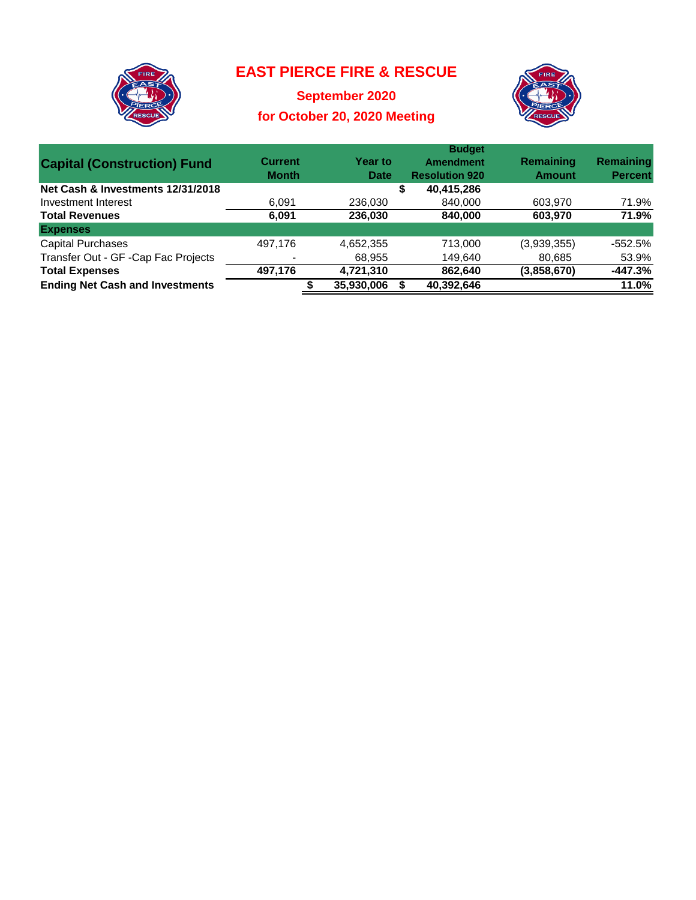# EAST PIERCE FIRE & RESCUE

**September 2020**

**for October 20, 2020 Meeting**

| Capital (Construction) Fund | Current Month | Year to Date | Budget Amendment Resolution 920 | Remaining Amount | Remaining Percent |
|---|---|---|---|---|---|
| **Net Cash & Investments 12/31/2018** | | | **$ 40,415,286** | | |
| Investment Interest | 6,091 | 236,030 | 840,000 | 603,970 | 71.9% |
| **Total Revenues** | **6,091** | **236,030** | **840,000** | **603,970** | **71.9%** |
| **Expenses** | | | | | |
| Capital Purchases | 497,176 | 4,652,355 | 713,000 | (3,939,355) | -552.5% |
| Transfer Out - GF -Cap Fac Projects | - | 68,955 | 149,640 | 80,685 | 53.9% |
| **Total Expenses** | **497,176** | **4,721,310** | **862,640** | **(3,858,670)** | **-447.3%** |
| **Ending Net Cash and Investments** | | **$ 35,930,006** | **$ 40,392,646** | | **11.0%** |